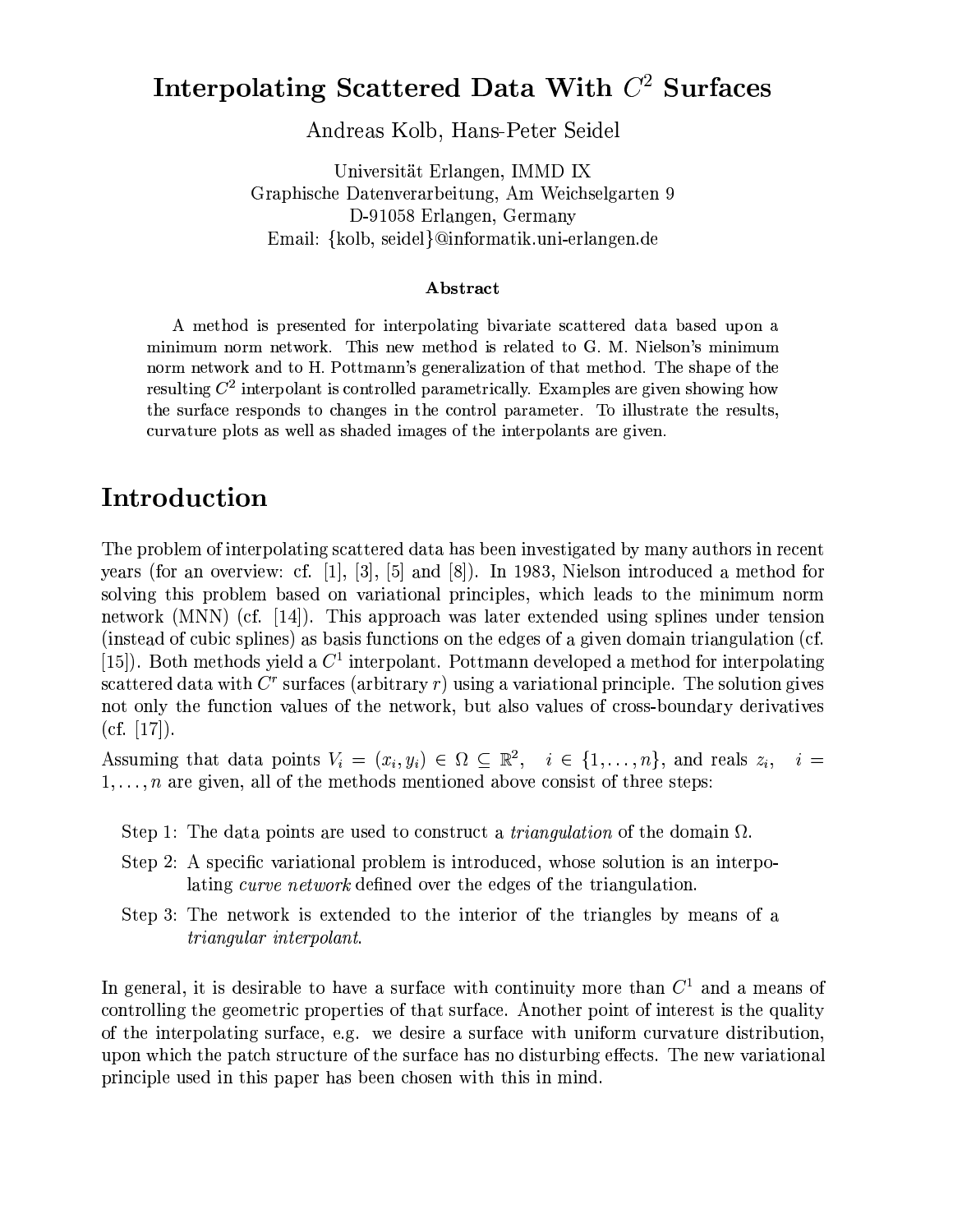# Interpolating Scattered Data With $C^2$ Surfaces

Andreas Kolb, Hans-Peter Seidel

Universität Erlangen, IMMD IX
Graphische Datenverarbeitung, Am Weichselgarten 9
D-91058 Erlangen, Germany
Email: {kolb, seidel}@informatik.uni-erlangen.de

### Abstract

A method is presented for interpolating bivariate scattered data based upon a minimum norm network. This new method is related to G. M. Nielson's minimum norm network and to H. Pottmann's generalization of that method. The shape of the resulting $C^2$ interpolant is controlled parametrically. Examples are given showing how the surface responds to changes in the control parameter. To illustrate the results, curvature plots as well as shaded images of the interpolants are given.

## Introduction

The problem of interpolating scattered data has been investigated by many authors in recent years (for an overview: cf. [1], [3], [5] and [8]). In 1983, Nielson introduced a method for solving this problem based on variational principles, which leads to the minimum norm network (MNN) (cf. [14]). This approach was later extended using splines under tension (instead of cubic splines) as basis functions on the edges of a given domain triangulation (cf. [15]). Both methods yield a $C^1$ interpolant. Pottmann developed a method for interpolating scattered data with $C^r$ surfaces (arbitrary $r$) using a variational principle. The solution gives not only the function values of the network, but also values of cross-boundary derivatives (cf. [17]).

Assuming that data points $V_i = (x_i, y_i) \in \Omega \subseteq \mathbb{R}^2$, $i \in \{1, \ldots, n\}$, and reals $z_i$, $i = 1, \ldots, n$ are given, all of the methods mentioned above consist of three steps:

- Step 1: The data points are used to construct a *triangulation* of the domain $\Omega$.
- Step 2: A specific variational problem is introduced, whose solution is an interpolating *curve network* defined over the edges of the triangulation.
- Step 3: The network is extended to the interior of the triangles by means of a *triangular interpolant*.

In general, it is desirable to have a surface with continuity more than $C^1$ and a means of controlling the geometric properties of that surface. Another point of interest is the quality of the interpolating surface, e.g. we desire a surface with uniform curvature distribution, upon which the patch structure of the surface has no disturbing effects. The new variational principle used in this paper has been chosen with this in mind.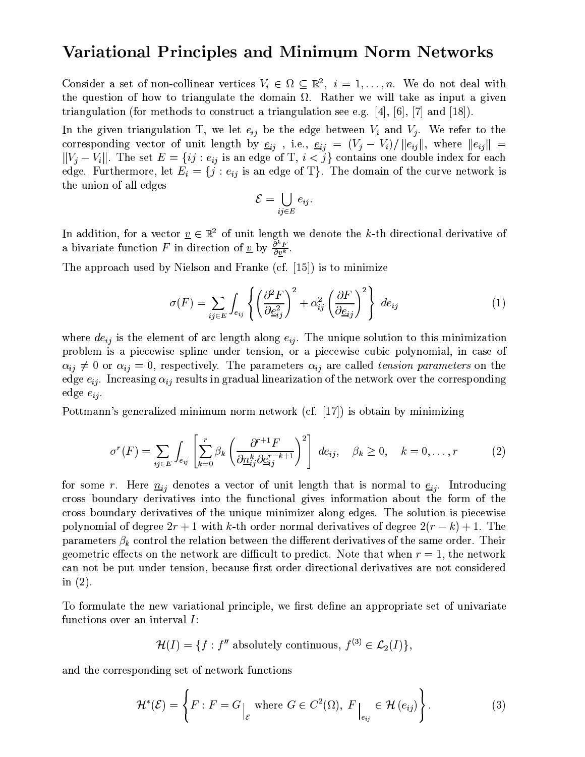## Variational Principles and Minimum Norm Networks

Consider a set of non-collinear vertices $V_i \in \Omega \subseteq \mathbb{R}^2$, $i = 1, \ldots, n$. We do not deal with the question of how to triangulate the domain $\Omega$. Rather we will take as input a given triangulation (for methods to construct a triangulation see e.g. [4], [6], [7] and [18]).

In the given triangulation T, we let $e_{ij}$ be the edge between $V_i$ and $V_j$. We refer to the corresponding vector of unit length by $\underline{e}_{ij}$ , i.e., $\underline{e}_{ij} = (V_j - V_i)/\|e_{ij}\|$, where $\|e_{ij}\| = \|V_j - V_i\|$. The set $E = \{ij : e_{ij}$ is an edge of T, $i < j\}$ contains one double index for each edge. Furthermore, let $E_i = \{j : e_{ij}$ is an edge of T$\}$. The domain of the curve network is the union of all edges

$$\mathcal{E} = \bigcup_{ij \in E} e_{ij}.$$

In addition, for a vector $\underline{v} \in \mathbb{R}^2$ of unit length we denote the $k$-th directional derivative of a bivariate function $F$ in direction of $\underline{v}$ by $\frac{\partial^k F}{\partial \underline{v}^k}$.

The approach used by Nielson and Franke (cf. [15]) is to minimize

$$\sigma(F) = \sum_{ij \in E} \int_{e_{ij}} \left\{ \left( \frac{\partial^2 F}{\partial \underline{e}_{ij}^2} \right)^2 + \alpha_{ij}^2 \left( \frac{\partial F}{\partial \underline{e}_{ij}} \right)^2 \right\} \, de_{ij} \tag{1}$$

where $de_{ij}$ is the element of arc length along $e_{ij}$. The unique solution to this minimization problem is a piecewise spline under tension, or a piecewise cubic polynomial, in case of $\alpha_{ij} \neq 0$ or $\alpha_{ij} = 0$, respectively. The parameters $\alpha_{ij}$ are called *tension parameters* on the edge $e_{ij}$. Increasing $\alpha_{ij}$ results in gradual linearization of the network over the corresponding edge $e_{ij}$.

Pottmann's generalized minimum norm network (cf. [17]) is obtain by minimizing

$$\sigma^r(F) = \sum_{ij \in E} \int_{e_{ij}} \left[ \sum_{k=0}^{r} \beta_k \left( \frac{\partial^{r+1} F}{\partial \underline{n}_{ij}^k \partial \underline{e}_{ij}^{r-k+1}} \right)^2 \right] \, de_{ij}, \quad \beta_k \geq 0, \quad k = 0, \ldots, r \tag{2}$$

for some $r$. Here $\underline{n}_{ij}$ denotes a vector of unit length that is normal to $\underline{e}_{ij}$. Introducing cross boundary derivatives into the functional gives information about the form of the cross boundary derivatives of the unique minimizer along edges. The solution is piecewise polynomial of degree $2r + 1$ with $k$-th order normal derivatives of degree $2(r - k) + 1$. The parameters $\beta_k$ control the relation between the different derivatives of the same order. Their geometric effects on the network are difficult to predict. Note that when $r = 1$, the network can not be put under tension, because first order directional derivatives are not considered in (2).

To formulate the new variational principle, we first define an appropriate set of univariate functions over an interval $I$:

$$\mathcal{H}(I) = \{f : f'' \text{ absolutely continuous}, \, f^{(3)} \in \mathcal{L}_2(I)\},$$

and the corresponding set of network functions

$$\mathcal{H}^*(\mathcal{E}) = \left\{ F : F = G\Big|_{\mathcal{E}} \text{ where } G \in C^2(\Omega), \, F\Big|_{e_{ij}} \in \mathcal{H}(e_{ij}) \right\}. \tag{3}$$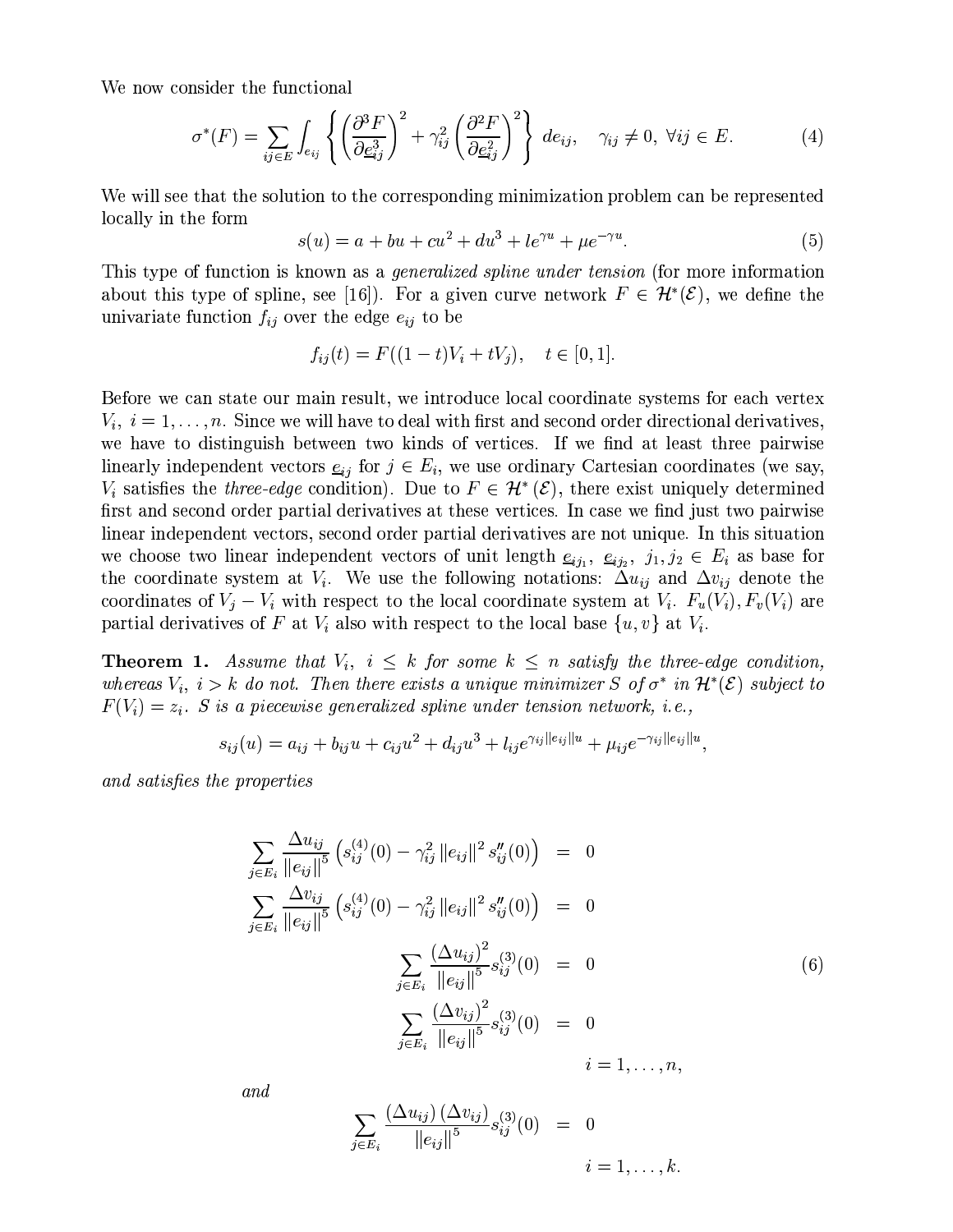We now consider the functional

$$\sigma^*(F) = \sum_{ij \in E} \int_{e_{ij}} \left\{ \left( \frac{\partial^3 F}{\partial \underline{e}_{ij}^3} \right)^2 + \gamma_{ij}^2 \left( \frac{\partial^2 F}{\partial \underline{e}_{ij}^2} \right)^2 \right\} de_{ij}, \quad \gamma_{ij} \neq 0, \ \forall ij \in E. \tag{4}$$

We will see that the solution to the corresponding minimization problem can be represented locally in the form

$$s(u) = a + bu + cu^2 + du^3 + le^{\gamma u} + \mu e^{-\gamma u}. \tag{5}$$

This type of function is known as a *generalized spline under tension* (for more information about this type of spline, see [16]). For a given curve network $F \in \mathcal{H}^*(\mathcal{E})$, we define the univariate function $f_{ij}$ over the edge $e_{ij}$ to be

$$f_{ij}(t) = F((1-t)V_i + tV_j), \quad t \in [0,1].$$

Before we can state our main result, we introduce local coordinate systems for each vertex $V_i$, $i = 1, \ldots, n$. Since we will have to deal with first and second order directional derivatives, we have to distinguish between two kinds of vertices. If we find at least three pairwise linearly independent vectors $\underline{e}_{ij}$ for $j \in E_i$, we use ordinary Cartesian coordinates (we say, $V_i$ satisfies the *three-edge* condition). Due to $F \in \mathcal{H}^*(\mathcal{E})$, there exist uniquely determined first and second order partial derivatives at these vertices. In case we find just two pairwise linear independent vectors, second order partial derivatives are not unique. In this situation we choose two linear independent vectors of unit length $\underline{e}_{ij_1}$, $\underline{e}_{ij_2}$, $j_1, j_2 \in E_i$ as base for the coordinate system at $V_i$. We use the following notations: $\Delta u_{ij}$ and $\Delta v_{ij}$ denote the coordinates of $V_j - V_i$ with respect to the local coordinate system at $V_i$. $F_u(V_i), F_v(V_i)$ are partial derivatives of $F$ at $V_i$ also with respect to the local base $\{u, v\}$ at $V_i$.

**Theorem 1.** *Assume that $V_i$, $i \leq k$ for some $k \leq n$ satisfy the three-edge condition, whereas $V_i$, $i > k$ do not. Then there exists a unique minimizer $S$ of $\sigma^*$ in $\mathcal{H}^*(\mathcal{E})$ subject to $F(V_i) = z_i$. $S$ is a piecewise generalized spline under tension network, i.e.,*

$$s_{ij}(u) = a_{ij} + b_{ij}u + c_{ij}u^2 + d_{ij}u^3 + l_{ij}e^{\gamma_{ij}\|e_{ij}\|u} + \mu_{ij}e^{-\gamma_{ij}\|e_{ij}\|u},$$

*and satisfies the properties*

$$\begin{aligned}
\sum_{j \in E_i} \frac{\Delta u_{ij}}{\|e_{ij}\|^5} \left( s_{ij}^{(4)}(0) - \gamma_{ij}^2 \|e_{ij}\|^2 s_{ij}''(0) \right) &= 0 \\
\sum_{j \in E_i} \frac{\Delta v_{ij}}{\|e_{ij}\|^5} \left( s_{ij}^{(4)}(0) - \gamma_{ij}^2 \|e_{ij}\|^2 s_{ij}''(0) \right) &= 0 \\
\sum_{j \in E_i} \frac{(\Delta u_{ij})^2}{\|e_{ij}\|^5} s_{ij}^{(3)}(0) &= 0 \\
\sum_{j \in E_i} \frac{(\Delta v_{ij})^2}{\|e_{ij}\|^5} s_{ij}^{(3)}(0) &= 0 \\
i &= 1, \ldots, n,
\end{aligned} \tag{6}$$

*and*

$$\begin{aligned}
\sum_{j \in E_i} \frac{(\Delta u_{ij})(\Delta v_{ij})}{\|e_{ij}\|^5} s_{ij}^{(3)}(0) &= 0 \\
i &= 1, \ldots, k.
\end{aligned}$$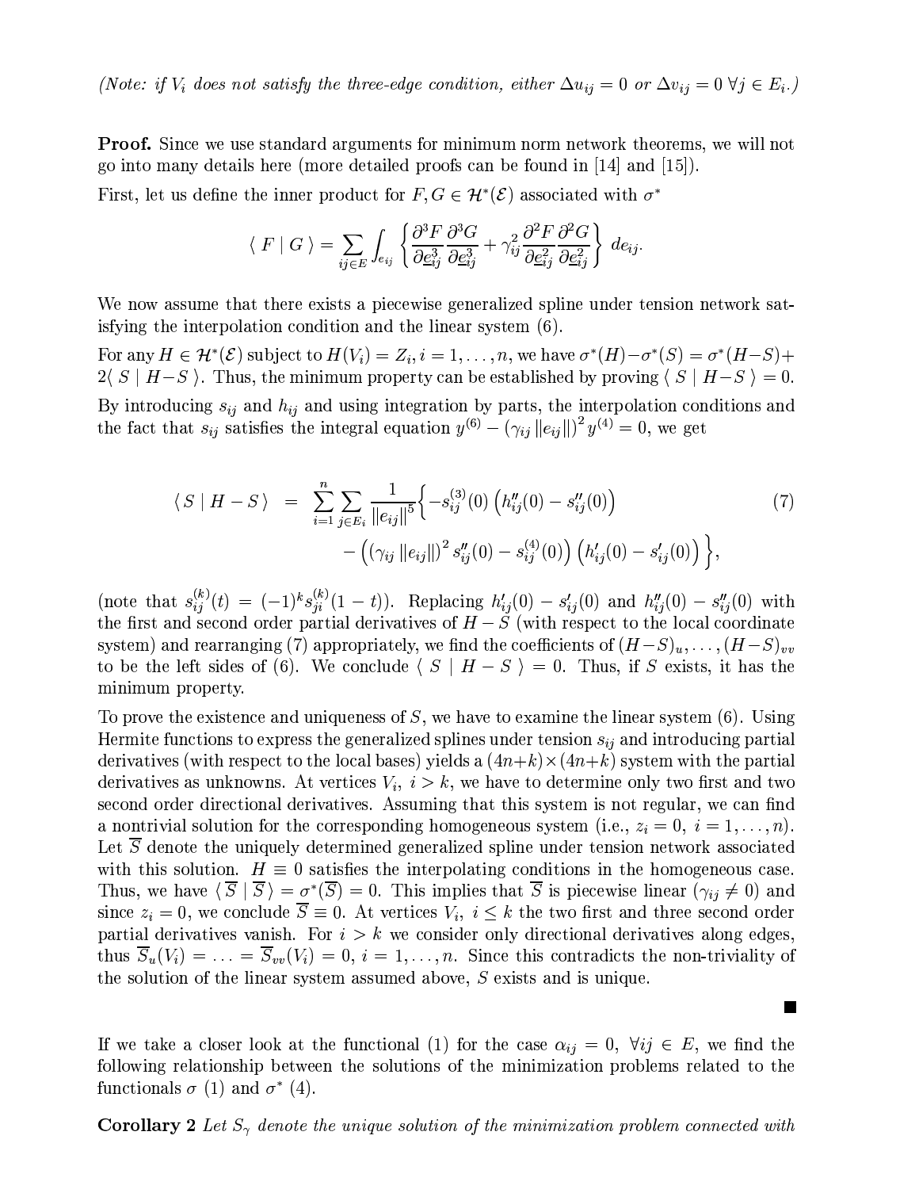*(Note: if $V_i$ does not satisfy the three-edge condition, either $\Delta u_{ij} = 0$ or $\Delta v_{ij} = 0 \; \forall j \in E_i$.)*

**Proof.** Since we use standard arguments for minimum norm network theorems, we will not go into many details here (more detailed proofs can be found in [14] and [15]).

First, let us define the inner product for $F, G \in \mathcal{H}^*(\mathcal{E})$ associated with $\sigma^*$

$$\langle \, F \mid G \, \rangle = \sum_{ij \in E} \int_{e_{ij}} \left\{ \frac{\partial^3 F}{\partial \underline{e}_{ij}^3} \frac{\partial^3 G}{\partial \underline{e}_{ij}^3} + \gamma_{ij}^2 \frac{\partial^2 F}{\partial \underline{e}_{ij}^2} \frac{\partial^2 G}{\partial \underline{e}_{ij}^2} \right\} \, de_{ij}.$$

We now assume that there exists a piecewise generalized spline under tension network satisfying the interpolation condition and the linear system (6).

For any $H \in \mathcal{H}^*(\mathcal{E})$ subject to $H(V_i) = Z_i, i = 1, \ldots, n$, we have $\sigma^*(H) - \sigma^*(S) = \sigma^*(H-S) + 2\langle \, S \mid H-S \, \rangle$. Thus, the minimum property can be established by proving $\langle \, S \mid H-S \, \rangle = 0$.

By introducing $s_{ij}$ and $h_{ij}$ and using integration by parts, the interpolation conditions and the fact that $s_{ij}$ satisfies the integral equation $y^{(6)} - (\gamma_{ij} \|e_{ij}\|)^2 y^{(4)} = 0$, we get

$$\begin{aligned}
\langle \, S \mid H-S \, \rangle \;=\; & \sum_{i=1}^{n} \sum_{j \in E_i} \frac{1}{\|e_{ij}\|^5} \Big\{ -s_{ij}^{(3)}(0) \left( h_{ij}''(0) - s_{ij}''(0) \right) \\
& - \left( (\gamma_{ij} \|e_{ij}\|)^2 s_{ij}''(0) - s_{ij}^{(4)}(0) \right) \left( h_{ij}'(0) - s_{ij}'(0) \right) \Big\},
\end{aligned} \tag{7}$$

(note that $s_{ij}^{(k)}(t) = (-1)^k s_{ji}^{(k)}(1-t)$). Replacing $h_{ij}'(0) - s_{ij}'(0)$ and $h_{ij}''(0) - s_{ij}''(0)$ with the first and second order partial derivatives of $H - S$ (with respect to the local coordinate system) and rearranging (7) appropriately, we find the coefficients of $(H-S)_u, \ldots, (H-S)_{vv}$ to be the left sides of (6). We conclude $\langle \, S \mid H-S \, \rangle = 0$. Thus, if $S$ exists, it has the minimum property.

To prove the existence and uniqueness of $S$, we have to examine the linear system (6). Using Hermite functions to express the generalized splines under tension $s_{ij}$ and introducing partial derivatives (with respect to the local bases) yields a $(4n+k) \times (4n+k)$ system with the partial derivatives as unknowns. At vertices $V_i$, $i > k$, we have to determine only two first and two second order directional derivatives. Assuming that this system is not regular, we can find a nontrivial solution for the corresponding homogeneous system (i.e., $z_i = 0$, $i = 1, \ldots, n$). Let $\overline{S}$ denote the uniquely determined generalized spline under tension network associated with this solution. $H \equiv 0$ satisfies the interpolating conditions in the homogeneous case. Thus, we have $\langle \, \overline{S} \mid \overline{S} \, \rangle = \sigma^*(\overline{S}) = 0$. This implies that $\overline{S}$ is piecewise linear ($\gamma_{ij} \neq 0$) and since $z_i = 0$, we conclude $\overline{S} \equiv 0$. At vertices $V_i$, $i \leq k$ the two first and three second order partial derivatives vanish. For $i > k$ we consider only directional derivatives along edges, thus $\overline{S}_u(V_i) = \ldots = \overline{S}_{vv}(V_i) = 0$, $i = 1, \ldots, n$. Since this contradicts the non-triviality of the solution of the linear system assumed above, $S$ exists and is unique.

■

If we take a closer look at the functional (1) for the case $\alpha_{ij} = 0$, $\forall ij \in E$, we find the following relationship between the solutions of the minimization problems related to the functionals $\sigma$ (1) and $\sigma^*$ (4).

**Corollary 2** *Let $S_\gamma$ denote the unique solution of the minimization problem connected with*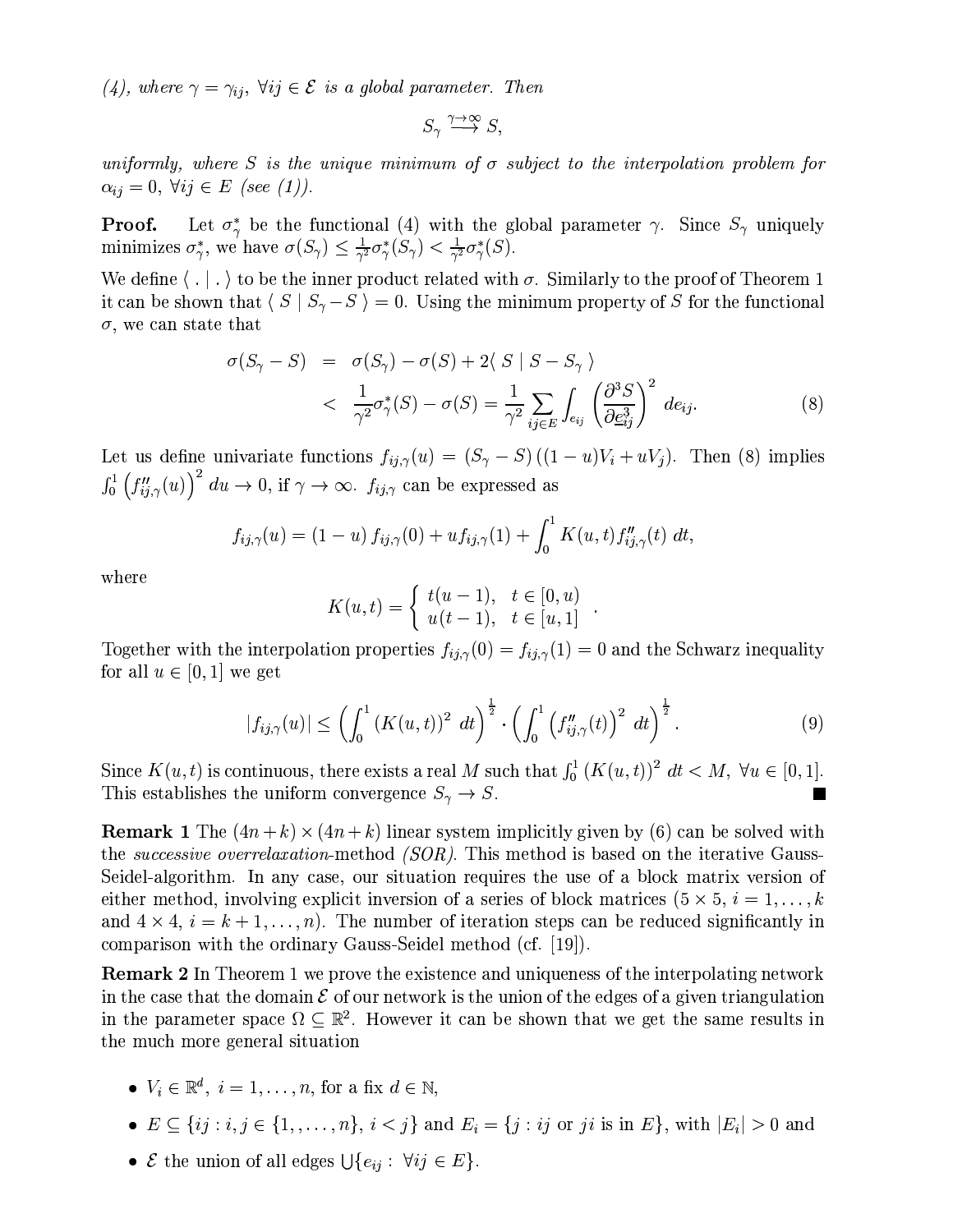*(4), where $\gamma = \gamma_{ij},\ \forall ij \in \mathcal{E}$ is a global parameter. Then*

$$S_\gamma \overset{\gamma\to\infty}{\longrightarrow} S,$$

*uniformly, where $S$ is the unique minimum of $\sigma$ subject to the interpolation problem for $\alpha_{ij} = 0,\ \forall ij \in E$ (see (1)).*

**Proof.** Let $\sigma_\gamma^*$ be the functional (4) with the global parameter $\gamma$. Since $S_\gamma$ uniquely minimizes $\sigma_\gamma^*$, we have $\sigma(S_\gamma) \leq \frac{1}{\gamma^2}\sigma_\gamma^*(S_\gamma) < \frac{1}{\gamma^2}\sigma_\gamma^*(S)$.

We define $\langle\ .\mid .\ \rangle$ to be the inner product related with $\sigma$. Similarly to the proof of Theorem 1 it can be shown that $\langle\ S \mid S_\gamma - S\ \rangle = 0$. Using the minimum property of $S$ for the functional $\sigma$, we can state that

$$\begin{aligned}
\sigma(S_\gamma - S) &= \sigma(S_\gamma) - \sigma(S) + 2\langle\ S \mid S - S_\gamma\ \rangle \\
&< \frac{1}{\gamma^2}\sigma_\gamma^*(S) - \sigma(S) = \frac{1}{\gamma^2}\sum_{ij\in E}\int_{e_{ij}} \left(\frac{\partial^3 S}{\partial \underline{e}_{ij}^3}\right)^2\, de_{ij}.
\end{aligned} \tag{8}$$

Let us define univariate functions $f_{ij,\gamma}(u) = (S_\gamma - S)\left((1-u)V_i + uV_j\right)$. Then (8) implies $\int_0^1 \left(f''_{ij,\gamma}(u)\right)^2\, du \to 0$, if $\gamma \to \infty$. $f_{ij,\gamma}$ can be expressed as

$$f_{ij,\gamma}(u) = (1-u)\, f_{ij,\gamma}(0) + u f_{ij,\gamma}(1) + \int_0^1 K(u,t) f''_{ij,\gamma}(t)\, dt,$$

where

$$K(u,t) = \begin{cases} t(u-1), & t \in [0,u) \\ u(t-1), & t \in [u,1] \end{cases}.$$

Together with the interpolation properties $f_{ij,\gamma}(0) = f_{ij,\gamma}(1) = 0$ and the Schwarz inequality for all $u \in [0,1]$ we get

$$|f_{ij,\gamma}(u)| \leq \left(\int_0^1 (K(u,t))^2\, dt\right)^{\frac{1}{2}} \cdot \left(\int_0^1 \left(f''_{ij,\gamma}(t)\right)^2\, dt\right)^{\frac{1}{2}}. \tag{9}$$

Since $K(u,t)$ is continuous, there exists a real $M$ such that $\int_0^1 (K(u,t))^2\, dt < M,\ \forall u \in [0,1]$. This establishes the uniform convergence $S_\gamma \to S$. ∎

**Remark 1** The $(4n+k)\times(4n+k)$ linear system implicitly given by (6) can be solved with the *successive overrelaxation*-method *(SOR)*. This method is based on the iterative Gauss-Seidel-algorithm. In any case, our situation requires the use of a block matrix version of either method, involving explicit inversion of a series of block matrices ($5\times 5$, $i = 1,\ldots,k$ and $4\times 4$, $i = k+1,\ldots,n$). The number of iteration steps can be reduced significantly in comparison with the ordinary Gauss-Seidel method (cf. [19]).

**Remark 2** In Theorem 1 we prove the existence and uniqueness of the interpolating network in the case that the domain $\mathcal{E}$ of our network is the union of the edges of a given triangulation in the parameter space $\Omega \subseteq \mathbb{R}^2$. However it can be shown that we get the same results in the much more general situation

- $V_i \in \mathbb{R}^d,\ i = 1,\ldots,n$, for a fix $d \in \mathbb{N}$,
- $E \subseteq \{ij : i,j \in \{1,,\ldots,n\},\ i<j\}$ and $E_i = \{j : ij \text{ or } ji \text{ is in } E\}$, with $|E_i| > 0$ and
- $\mathcal{E}$ the union of all edges $\bigcup\{e_{ij} :\ \forall ij \in E\}$.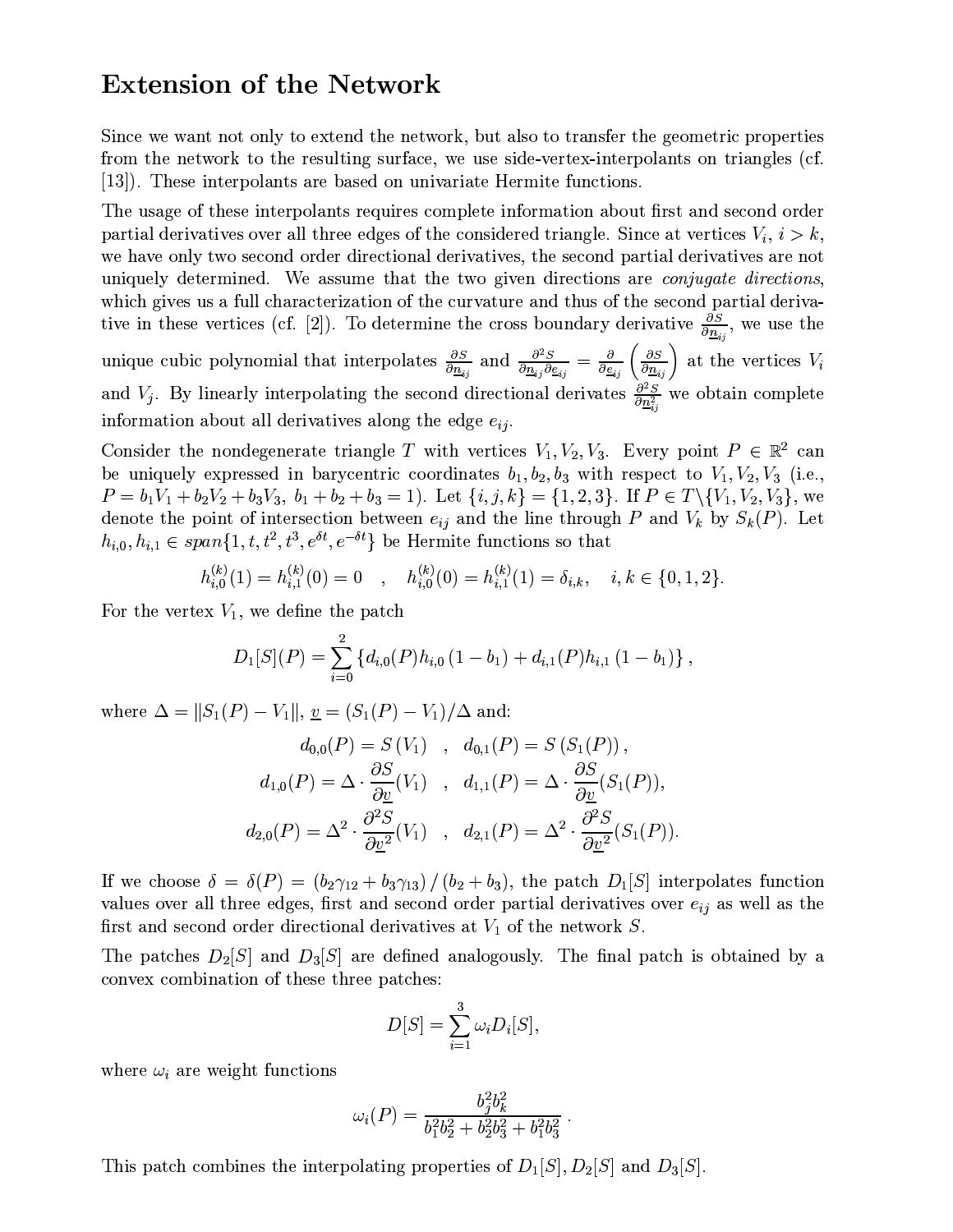# Extension of the Network

Since we want not only to extend the network, but also to transfer the geometric properties from the network to the resulting surface, we use side-vertex-interpolants on triangles (cf. [13]). These interpolants are based on univariate Hermite functions.

The usage of these interpolants requires complete information about first and second order partial derivatives over all three edges of the considered triangle. Since at vertices $V_i$, $i > k$, we have only two second order directional derivatives, the second partial derivatives are not uniquely determined. We assume that the two given directions are *conjugate directions*, which gives us a full characterization of the curvature and thus of the second partial derivative in these vertices (cf. [2]). To determine the cross boundary derivative $\frac{\partial S}{\partial \underline{n}_{ij}}$, we use the unique cubic polynomial that interpolates $\frac{\partial S}{\partial \underline{n}_{ij}}$ and $\frac{\partial^2 S}{\partial \underline{n}_{ij} \partial \underline{e}_{ij}} = \frac{\partial}{\partial \underline{e}_{ij}} \left( \frac{\partial S}{\partial \underline{n}_{ij}} \right)$ at the vertices $V_i$ and $V_j$. By linearly interpolating the second directional derivates $\frac{\partial^2 S}{\partial \underline{n}_{ij}^2}$ we obtain complete information about all derivatives along the edge $e_{ij}$.

Consider the nondegenerate triangle $T$ with vertices $V_1, V_2, V_3$. Every point $P \in \mathbb{R}^2$ can be uniquely expressed in barycentric coordinates $b_1, b_2, b_3$ with respect to $V_1, V_2, V_3$ (i.e., $P = b_1 V_1 + b_2 V_2 + b_3 V_3$, $b_1 + b_2 + b_3 = 1$). Let $\{i, j, k\} = \{1, 2, 3\}$. If $P \in T \backslash \{V_1, V_2, V_3\}$, we denote the point of intersection between $e_{ij}$ and the line through $P$ and $V_k$ by $S_k(P)$. Let $h_{i,0}, h_{i,1} \in span\{1, t, t^2, t^3, e^{\delta t}, e^{-\delta t}\}$ be Hermite functions so that

$$h_{i,0}^{(k)}(1) = h_{i,1}^{(k)}(0) = 0 \quad , \quad h_{i,0}^{(k)}(0) = h_{i,1}^{(k)}(1) = \delta_{i,k}, \quad i, k \in \{0, 1, 2\}.$$

For the vertex $V_1$, we define the patch

$$D_1[S](P) = \sum_{i=0}^{2} \left\{ d_{i,0}(P) h_{i,0}\left(1 - b_1\right) + d_{i,1}(P) h_{i,1}\left(1 - b_1\right) \right\},$$

where $\Delta = \| S_1(P) - V_1 \|$, $\underline{v} = (S_1(P) - V_1)/\Delta$ and:

$$d_{0,0}(P) = S\left(V_1\right) \quad , \quad d_{0,1}(P) = S\left(S_1(P)\right),$$
$$d_{1,0}(P) = \Delta \cdot \frac{\partial S}{\partial \underline{v}}(V_1) \quad , \quad d_{1,1}(P) = \Delta \cdot \frac{\partial S}{\partial \underline{v}}(S_1(P)),$$
$$d_{2,0}(P) = \Delta^2 \cdot \frac{\partial^2 S}{\partial \underline{v}^2}(V_1) \quad , \quad d_{2,1}(P) = \Delta^2 \cdot \frac{\partial^2 S}{\partial \underline{v}^2}(S_1(P)).$$

If we choose $\delta = \delta(P) = \left(b_2 \gamma_{12} + b_3 \gamma_{13}\right) / \left(b_2 + b_3\right)$, the patch $D_1[S]$ interpolates function values over all three edges, first and second order partial derivatives over $e_{ij}$ as well as the first and second order directional derivatives at $V_1$ of the network $S$.

The patches $D_2[S]$ and $D_3[S]$ are defined analogously. The final patch is obtained by a convex combination of these three patches:

$$D[S] = \sum_{i=1}^{3} \omega_i D_i[S],$$

where $\omega_i$ are weight functions

$$\omega_i(P) = \frac{b_j^2 b_k^2}{b_1^2 b_2^2 + b_2^2 b_3^2 + b_1^2 b_3^2}.$$

This patch combines the interpolating properties of $D_1[S], D_2[S]$ and $D_3[S]$.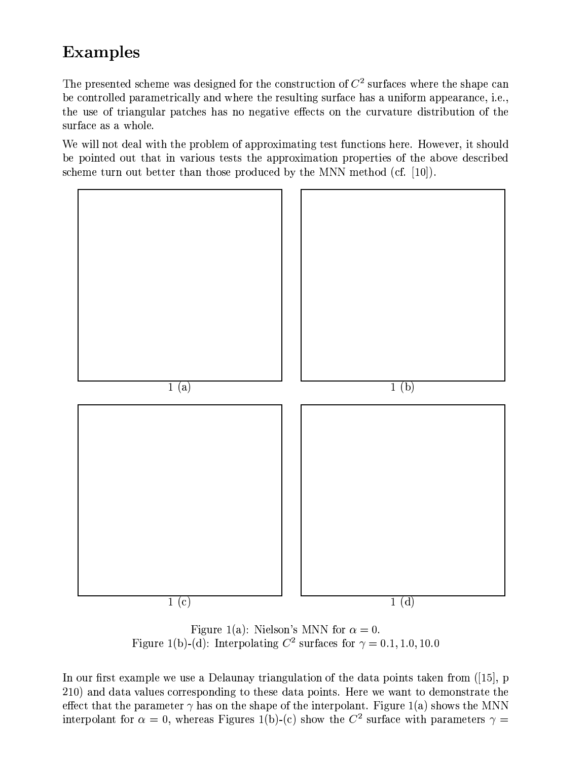## Examples

The presented scheme was designed for the construction of $C^2$ surfaces where the shape can be controlled parametrically and where the resulting surface has a uniform appearance, i.e., the use of triangular patches has no negative effects on the curvature distribution of the surface as a whole.

We will not deal with the problem of approximating test functions here. However, it should be pointed out that in various tests the approximation properties of the above described scheme turn out better than those produced by the MNN method (cf. [10]).

1 (a)

1 (b)

1 (c)

1 (d)

Figure 1(a): Nielson's MNN for $\alpha = 0$.
Figure 1(b)-(d): Interpolating $C^2$ surfaces for $\gamma = 0.1, 1.0, 10.0$

In our first example we use a Delaunay triangulation of the data points taken from ([15], p 210) and data values corresponding to these data points. Here we want to demonstrate the effect that the parameter $\gamma$ has on the shape of the interpolant. Figure 1(a) shows the MNN interpolant for $\alpha = 0$, whereas Figures 1(b)-(c) show the $C^2$ surface with parameters $\gamma =$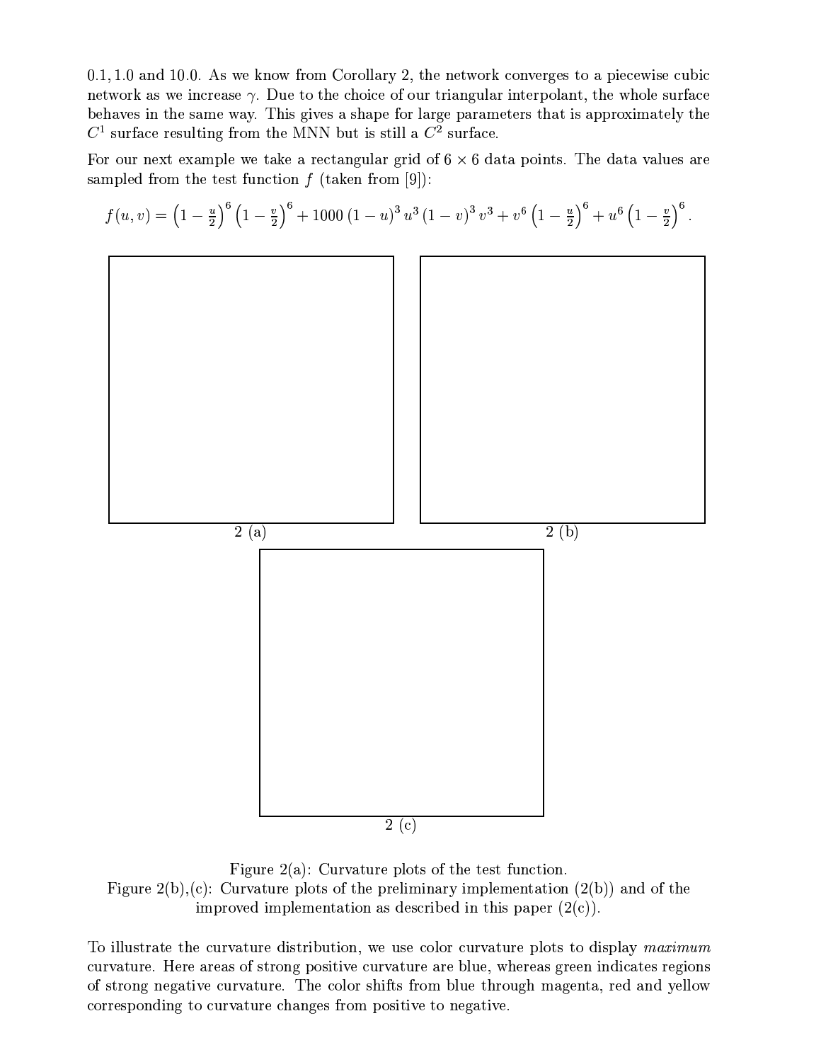0.1, 1.0 and 10.0. As we know from Corollary 2, the network converges to a piecewise cubic network as we increase $\gamma$. Due to the choice of our triangular interpolant, the whole surface behaves in the same way. This gives a shape for large parameters that is approximately the $C^1$ surface resulting from the MNN but is still a $C^2$ surface.

For our next example we take a rectangular grid of $6 \times 6$ data points. The data values are sampled from the test function $f$ (taken from [9]):

$$f(u,v) = \left(1 - \frac{u}{2}\right)^6 \left(1 - \frac{v}{2}\right)^6 + 1000\,(1-u)^3\,u^3\,(1-v)^3\,v^3 + v^6\left(1 - \frac{u}{2}\right)^6 + u^6\left(1 - \frac{v}{2}\right)^6.$$

2 (a)

2 (b)

2 (c)

Figure 2(a): Curvature plots of the test function.
Figure 2(b),(c): Curvature plots of the preliminary implementation (2(b)) and of the improved implementation as described in this paper (2(c)).

To illustrate the curvature distribution, we use color curvature plots to display *maximum* curvature. Here areas of strong positive curvature are blue, whereas green indicates regions of strong negative curvature. The color shifts from blue through magenta, red and yellow corresponding to curvature changes from positive to negative.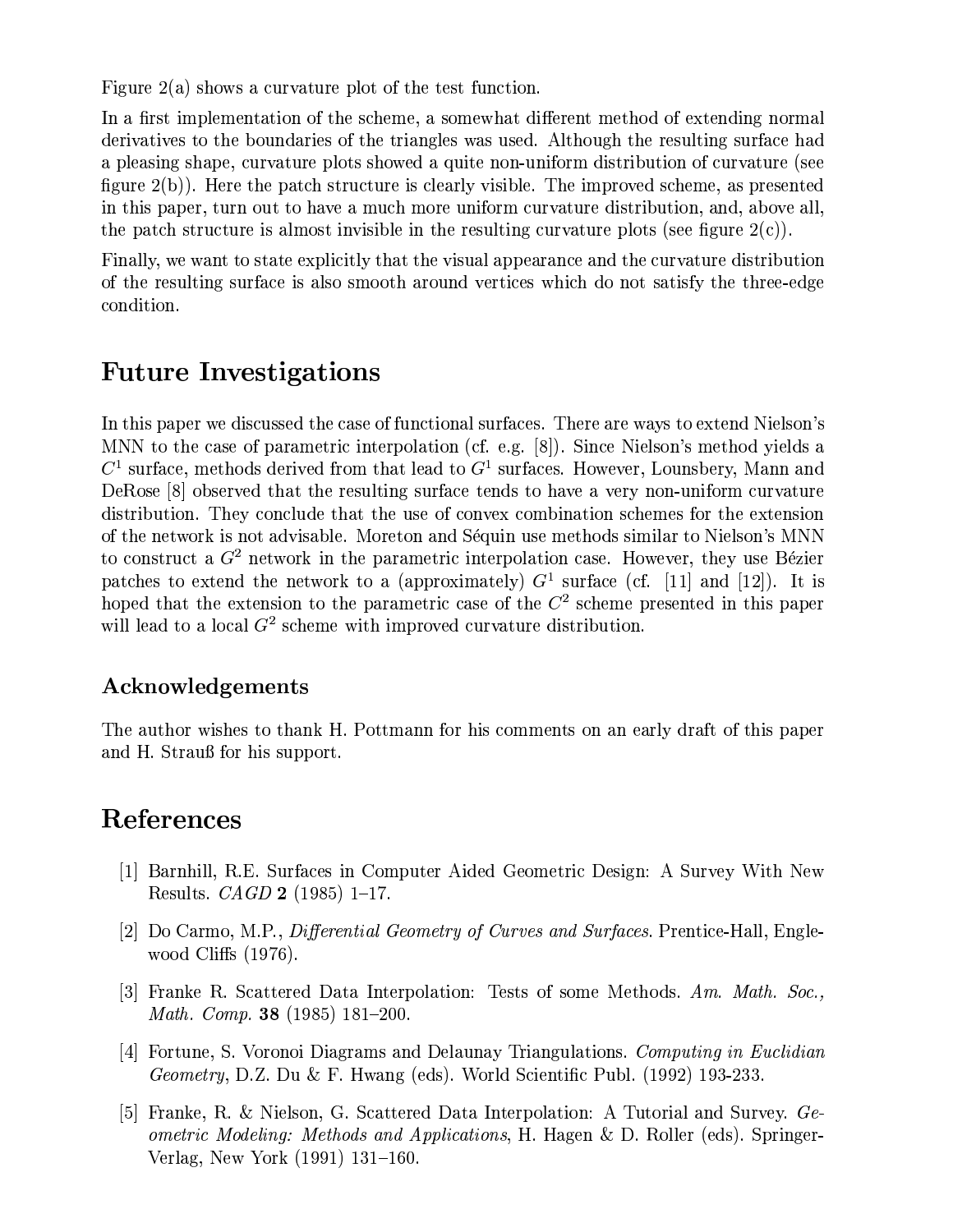Figure 2(a) shows a curvature plot of the test function.

In a first implementation of the scheme, a somewhat different method of extending normal derivatives to the boundaries of the triangles was used. Although the resulting surface had a pleasing shape, curvature plots showed a quite non-uniform distribution of curvature (see figure 2(b)). Here the patch structure is clearly visible. The improved scheme, as presented in this paper, turn out to have a much more uniform curvature distribution, and, above all, the patch structure is almost invisible in the resulting curvature plots (see figure 2(c)).

Finally, we want to state explicitly that the visual appearance and the curvature distribution of the resulting surface is also smooth around vertices which do not satisfy the three-edge condition.

# Future Investigations

In this paper we discussed the case of functional surfaces. There are ways to extend Nielson's MNN to the case of parametric interpolation (cf. e.g. [8]). Since Nielson's method yields a $C^1$ surface, methods derived from that lead to $G^1$ surfaces. However, Lounsbery, Mann and DeRose [8] observed that the resulting surface tends to have a very non-uniform curvature distribution. They conclude that the use of convex combination schemes for the extension of the network is not advisable. Moreton and Séquin use methods similar to Nielson's MNN to construct a $G^2$ network in the parametric interpolation case. However, they use Bézier patches to extend the network to a (approximately) $G^1$ surface (cf. [11] and [12]). It is hoped that the extension to the parametric case of the $C^2$ scheme presented in this paper will lead to a local $G^2$ scheme with improved curvature distribution.

## Acknowledgements

The author wishes to thank H. Pottmann for his comments on an early draft of this paper and H. Strauß for his support.

# References

[1] Barnhill, R.E. Surfaces in Computer Aided Geometric Design: A Survey With New Results. *CAGD* **2** (1985) 1–17.

[2] Do Carmo, M.P., *Differential Geometry of Curves and Surfaces.* Prentice-Hall, Englewood Cliffs (1976).

[3] Franke R. Scattered Data Interpolation: Tests of some Methods. *Am. Math. Soc., Math. Comp.* **38** (1985) 181–200.

[4] Fortune, S. Voronoi Diagrams and Delaunay Triangulations. *Computing in Euclidian Geometry*, D.Z. Du & F. Hwang (eds). World Scientific Publ. (1992) 193-233.

[5] Franke, R. & Nielson, G. Scattered Data Interpolation: A Tutorial and Survey. *Geometric Modeling: Methods and Applications*, H. Hagen & D. Roller (eds). Springer-Verlag, New York (1991) 131–160.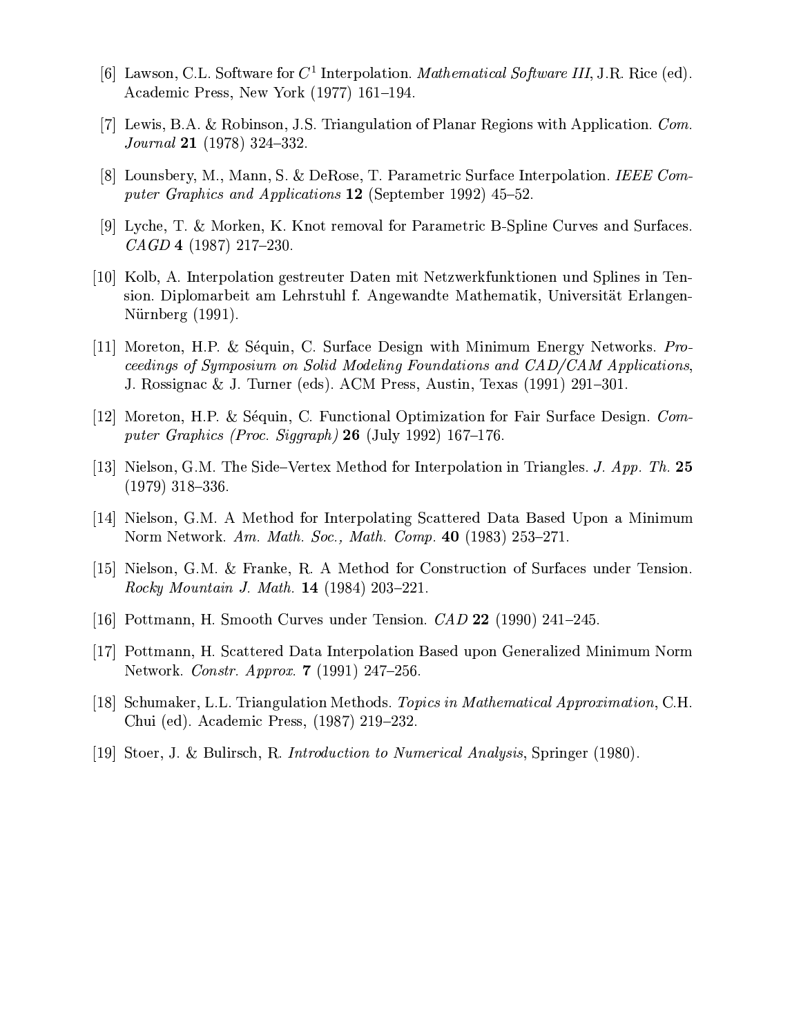[6] Lawson, C.L. Software for $C^1$ Interpolation. *Mathematical Software III*, J.R. Rice (ed). Academic Press, New York (1977) 161–194.

[7] Lewis, B.A. & Robinson, J.S. Triangulation of Planar Regions with Application. *Com. Journal* **21** (1978) 324–332.

[8] Lounsbery, M., Mann, S. & DeRose, T. Parametric Surface Interpolation. *IEEE Computer Graphics and Applications* **12** (September 1992) 45–52.

[9] Lyche, T. & Morken, K. Knot removal for Parametric B-Spline Curves and Surfaces. *CAGD* **4** (1987) 217–230.

[10] Kolb, A. Interpolation gestreuter Daten mit Netzwerkfunktionen und Splines in Tension. Diplomarbeit am Lehrstuhl f. Angewandte Mathematik, Universität Erlangen-Nürnberg (1991).

[11] Moreton, H.P. & Séquin, C. Surface Design with Minimum Energy Networks. *Proceedings of Symposium on Solid Modeling Foundations and CAD/CAM Applications*, J. Rossignac & J. Turner (eds). ACM Press, Austin, Texas (1991) 291–301.

[12] Moreton, H.P. & Séquin, C. Functional Optimization for Fair Surface Design. *Computer Graphics (Proc. Siggraph)* **26** (July 1992) 167–176.

[13] Nielson, G.M. The Side–Vertex Method for Interpolation in Triangles. *J. App. Th.* **25** (1979) 318–336.

[14] Nielson, G.M. A Method for Interpolating Scattered Data Based Upon a Minimum Norm Network. *Am. Math. Soc., Math. Comp.* **40** (1983) 253–271.

[15] Nielson, G.M. & Franke, R. A Method for Construction of Surfaces under Tension. *Rocky Mountain J. Math.* **14** (1984) 203–221.

[16] Pottmann, H. Smooth Curves under Tension. *CAD* **22** (1990) 241–245.

[17] Pottmann, H. Scattered Data Interpolation Based upon Generalized Minimum Norm Network. *Constr. Approx.* **7** (1991) 247–256.

[18] Schumaker, L.L. Triangulation Methods. *Topics in Mathematical Approximation*, C.H. Chui (ed). Academic Press, (1987) 219–232.

[19] Stoer, J. & Bulirsch, R. *Introduction to Numerical Analysis*, Springer (1980).